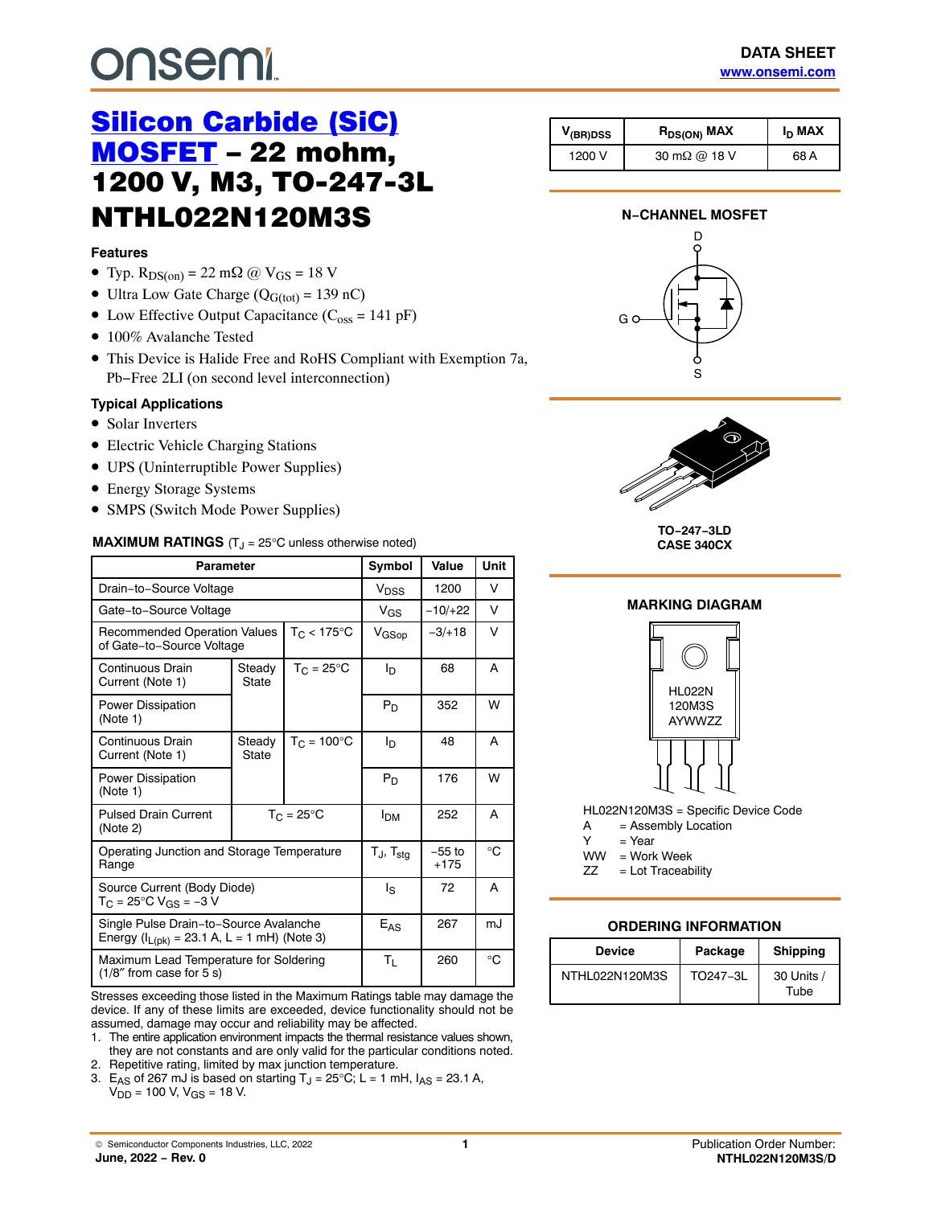onsemi

DATA SHEET
www.onsemi.com

# Silicon Carbide (SiC) MOSFET – 22 mohm, 1200 V, M3, TO-247-3L

# NTHL022N120M3S

### Features

- Typ. $R_{DS(on)}$ = 22 mΩ @ $V_{GS}$ = 18 V
- Ultra Low Gate Charge ($Q_{G(tot)}$ = 139 nC)
- Low Effective Output Capacitance ($C_{oss}$ = 141 pF)
- 100% Avalanche Tested
- This Device is Halide Free and RoHS Compliant with Exemption 7a, Pb−Free 2LI (on second level interconnection)

### Typical Applications

- Solar Inverters
- Electric Vehicle Charging Stations
- UPS (Uninterruptible Power Supplies)
- Energy Storage Systems
- SMPS (Switch Mode Power Supplies)

| $V_{(BR)DSS}$ | $R_{DS(ON)}$ MAX | $I_D$ MAX |
|---|---|---|
| 1200 V | 30 mΩ @ 18 V | 68 A |

N−CHANNEL MOSFET

TO−247−3LD
CASE 340CX

### MARKING DIAGRAM

HL022N
120M3S
AYWWZZ

HL022N120M3S = Specific Device Code
A = Assembly Location
Y = Year
WW = Work Week
ZZ = Lot Traceability

### ORDERING INFORMATION

| Device | Package | Shipping |
|---|---|---|
| NTHL022N120M3S | TO247−3L | 30 Units / Tube |

### MAXIMUM RATINGS ($T_J$ = 25°C unless otherwise noted)

| Parameter | | | Symbol | Value | Unit |
|---|---|---|---|---|---|
| Drain−to−Source Voltage | | | $V_{DSS}$ | 1200 | V |
| Gate−to−Source Voltage | | | $V_{GS}$ | −10/+22 | V |
| Recommended Operation Values of Gate−to−Source Voltage | | $T_C$ < 175°C | $V_{GSop}$ | −3/+18 | V |
| Continuous Drain Current (Note 1) | Steady State | $T_C$ = 25°C | $I_D$ | 68 | A |
| Power Dissipation (Note 1) | | | $P_D$ | 352 | W |
| Continuous Drain Current (Note 1) | Steady State | $T_C$ = 100°C | $I_D$ | 48 | A |
| Power Dissipation (Note 1) | | | $P_D$ | 176 | W |
| Pulsed Drain Current (Note 2) | $T_C$ = 25°C | | $I_{DM}$ | 252 | A |
| Operating Junction and Storage Temperature Range | | | $T_J$, $T_{stg}$ | −55 to +175 | °C |
| Source Current (Body Diode) $T_C$ = 25°C $V_{GS}$ = −3 V | | | $I_S$ | 72 | A |
| Single Pulse Drain−to−Source Avalanche Energy ($I_{L(pk)}$ = 23.1 A, L = 1 mH) (Note 3) | | | $E_{AS}$ | 267 | mJ |
| Maximum Lead Temperature for Soldering (1/8″ from case for 5 s) | | | $T_L$ | 260 | °C |

Stresses exceeding those listed in the Maximum Ratings table may damage the device. If any of these limits are exceeded, device functionality should not be assumed, damage may occur and reliability may be affected.

1. The entire application environment impacts the thermal resistance values shown, they are not constants and are only valid for the particular conditions noted.
2. Repetitive rating, limited by max junction temperature.
3. $E_{AS}$ of 267 mJ is based on starting $T_J$ = 25°C; L = 1 mH, $I_{AS}$ = 23.1 A, $V_{DD}$ = 100 V, $V_{GS}$ = 18 V.

© Semiconductor Components Industries, LLC, 2022
June, 2022 − Rev. 0

Publication Order Number:
NTHL022N120M3S/D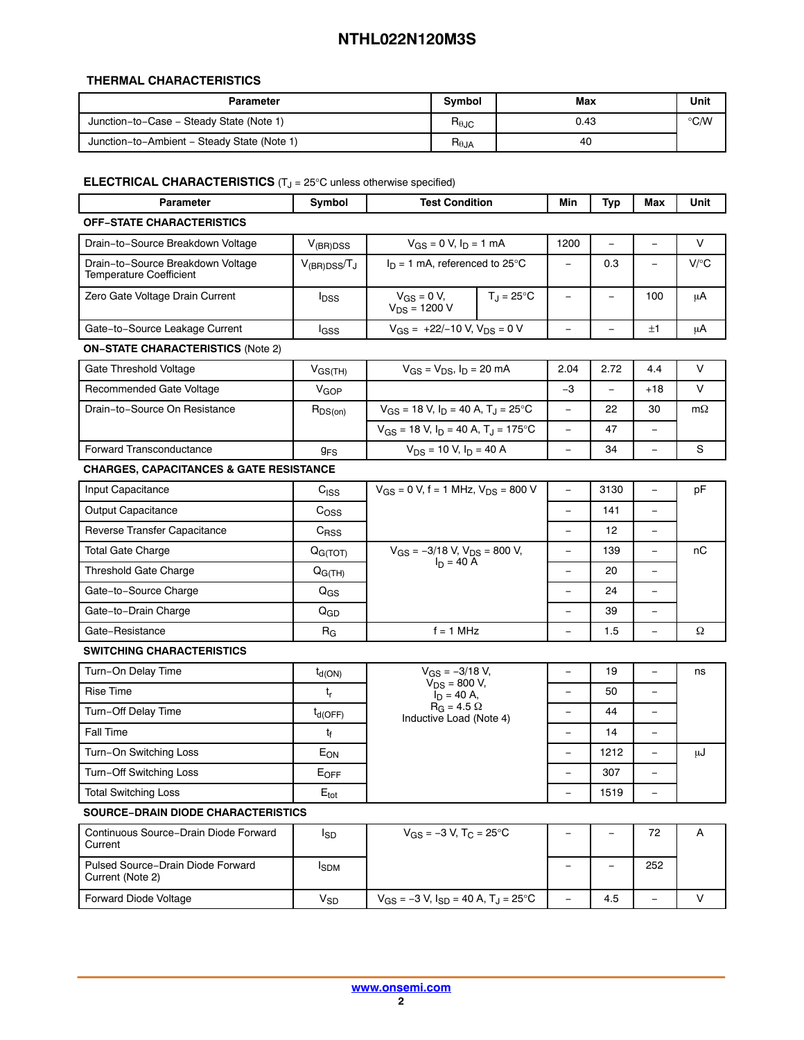### THERMAL CHARACTERISTICS

| Parameter | Symbol | Max | Unit |
|---|---|---|---|
| Junction−to−Case − Steady State (Note 1) | $R_{\theta JC}$ | 0.43 | °C/W |
| Junction−to−Ambient − Steady State (Note 1) | $R_{\theta JA}$ | 40 | |

### ELECTRICAL CHARACTERISTICS ($T_J$ = 25°C unless otherwise specified)

| Parameter | Symbol | Test Condition | | Min | Typ | Max | Unit |
|---|---|---|---|---|---|---|---|
| **OFF−STATE CHARACTERISTICS** | | | | | | | |
| Drain−to−Source Breakdown Voltage | $V_{(BR)DSS}$ | $V_{GS}$ = 0 V, $I_D$ = 1 mA | | 1200 | − | − | V |
| Drain−to−Source Breakdown Voltage Temperature Coefficient | $V_{(BR)DSS}/T_J$ | $I_D$ = 1 mA, referenced to 25°C | | − | 0.3 | − | V/°C |
| Zero Gate Voltage Drain Current | $I_{DSS}$ | $V_{GS}$ = 0 V, $V_{DS}$ = 1200 V | $T_J$ = 25°C | − | − | 100 | μA |
| Gate−to−Source Leakage Current | $I_{GSS}$ | $V_{GS}$ = +22/−10 V, $V_{DS}$ = 0 V | | − | − | ±1 | μA |
| **ON−STATE CHARACTERISTICS** (Note 2) | | | | | | | |
| Gate Threshold Voltage | $V_{GS(TH)}$ | $V_{GS}$ = $V_{DS}$, $I_D$ = 20 mA | | 2.04 | 2.72 | 4.4 | V |
| Recommended Gate Voltage | $V_{GOP}$ | | | −3 | − | +18 | V |
| Drain−to−Source On Resistance | $R_{DS(on)}$ | $V_{GS}$ = 18 V, $I_D$ = 40 A, $T_J$ = 25°C | | − | 22 | 30 | mΩ |
| | | $V_{GS}$ = 18 V, $I_D$ = 40 A, $T_J$ = 175°C | | − | 47 | − | |
| Forward Transconductance | $g_{FS}$ | $V_{DS}$ = 10 V, $I_D$ = 40 A | | − | 34 | − | S |
| **CHARGES, CAPACITANCES & GATE RESISTANCE** | | | | | | | |
| Input Capacitance | $C_{ISS}$ | $V_{GS}$ = 0 V, f = 1 MHz, $V_{DS}$ = 800 V | | − | 3130 | − | pF |
| Output Capacitance | $C_{OSS}$ | | | − | 141 | − | |
| Reverse Transfer Capacitance | $C_{RSS}$ | | | − | 12 | − | |
| Total Gate Charge | $Q_{G(TOT)}$ | $V_{GS}$ = −3/18 V, $V_{DS}$ = 800 V, $I_D$ = 40 A | | − | 139 | − | nC |
| Threshold Gate Charge | $Q_{G(TH)}$ | | | − | 20 | − | |
| Gate−to−Source Charge | $Q_{GS}$ | | | − | 24 | − | |
| Gate−to−Drain Charge | $Q_{GD}$ | | | − | 39 | − | |
| Gate−Resistance | $R_G$ | f = 1 MHz | | − | 1.5 | − | Ω |
| **SWITCHING CHARACTERISTICS** | | | | | | | |
| Turn−On Delay Time | $t_{d(ON)}$ | $V_{GS}$ = −3/18 V, $V_{DS}$ = 800 V, $I_D$ = 40 A, $R_G$ = 4.5 Ω Inductive Load (Note 4) | | − | 19 | − | ns |
| Rise Time | $t_r$ | | | − | 50 | − | |
| Turn−Off Delay Time | $t_{d(OFF)}$ | | | − | 44 | − | |
| Fall Time | $t_f$ | | | − | 14 | − | |
| Turn−On Switching Loss | $E_{ON}$ | | | − | 1212 | − | μJ |
| Turn−Off Switching Loss | $E_{OFF}$ | | | − | 307 | − | |
| Total Switching Loss | $E_{tot}$ | | | − | 1519 | − | |
| **SOURCE−DRAIN DIODE CHARACTERISTICS** | | | | | | | |
| Continuous Source−Drain Diode Forward Current | $I_{SD}$ | $V_{GS}$ = −3 V, $T_C$ = 25°C | | − | − | 72 | A |
| Pulsed Source−Drain Diode Forward Current (Note 2) | $I_{SDM}$ | | | − | − | 252 | |
| Forward Diode Voltage | $V_{SD}$ | $V_{GS}$ = −3 V, $I_{SD}$ = 40 A, $T_J$ = 25°C | | − | 4.5 | − | V |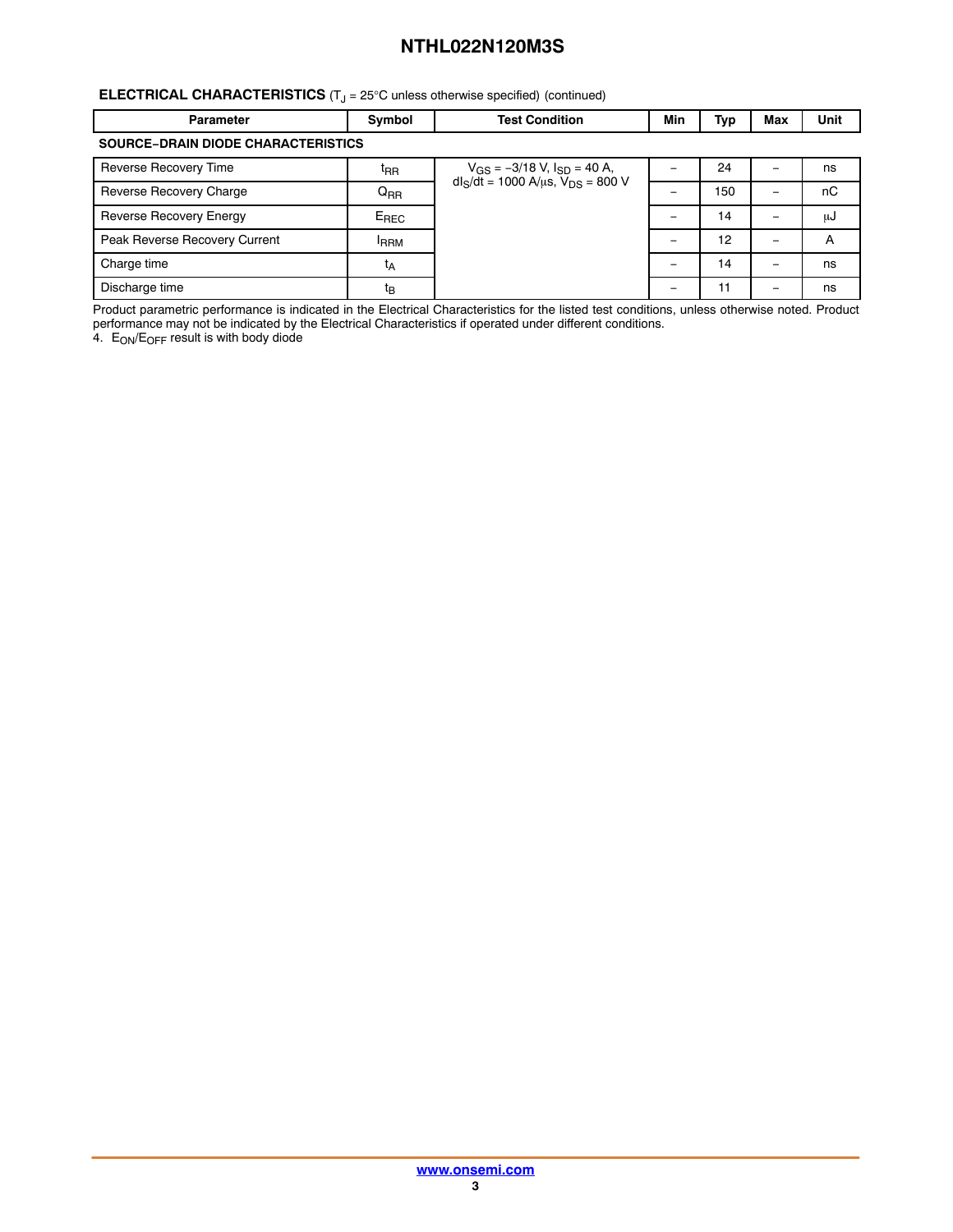**ELECTRICAL CHARACTERISTICS** ($T_J$ = 25°C unless otherwise specified) (continued)

| Parameter | Symbol | Test Condition | Min | Typ | Max | Unit |
|---|---|---|---|---|---|---|
| **SOURCE−DRAIN DIODE CHARACTERISTICS** | | | | | | |
| Reverse Recovery Time | $t_{RR}$ | $V_{GS}$ = −3/18 V, $I_{SD}$ = 40 A, $dI_S/dt$ = 1000 A/μs, $V_{DS}$ = 800 V | − | 24 | − | ns |
| Reverse Recovery Charge | $Q_{RR}$ | | − | 150 | − | nC |
| Reverse Recovery Energy | $E_{REC}$ | | − | 14 | − | μJ |
| Peak Reverse Recovery Current | $I_{RRM}$ | | − | 12 | − | A |
| Charge time | $t_A$ | | − | 14 | − | ns |
| Discharge time | $t_B$ | | − | 11 | − | ns |

Product parametric performance is indicated in the Electrical Characteristics for the listed test conditions, unless otherwise noted. Product performance may not be indicated by the Electrical Characteristics if operated under different conditions.

4. $E_{ON}/E_{OFF}$ result is with body diode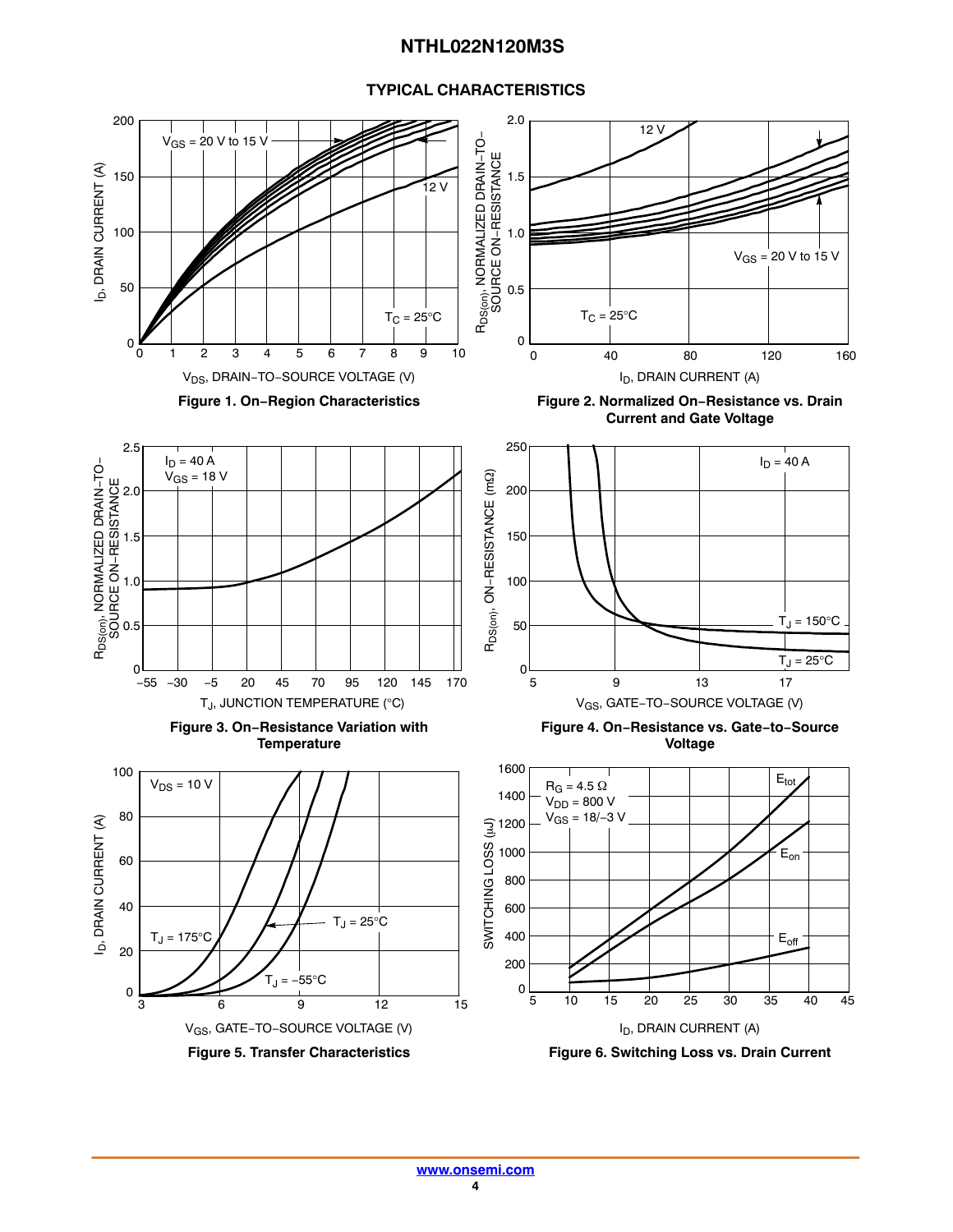## TYPICAL CHARACTERISTICS

Figure 1. On−Region Characteristics

Figure 2. Normalized On−Resistance vs. Drain Current and Gate Voltage

Figure 3. On−Resistance Variation with Temperature

Figure 4. On−Resistance vs. Gate−to−Source Voltage

Figure 5. Transfer Characteristics

Figure 6. Switching Loss vs. Drain Current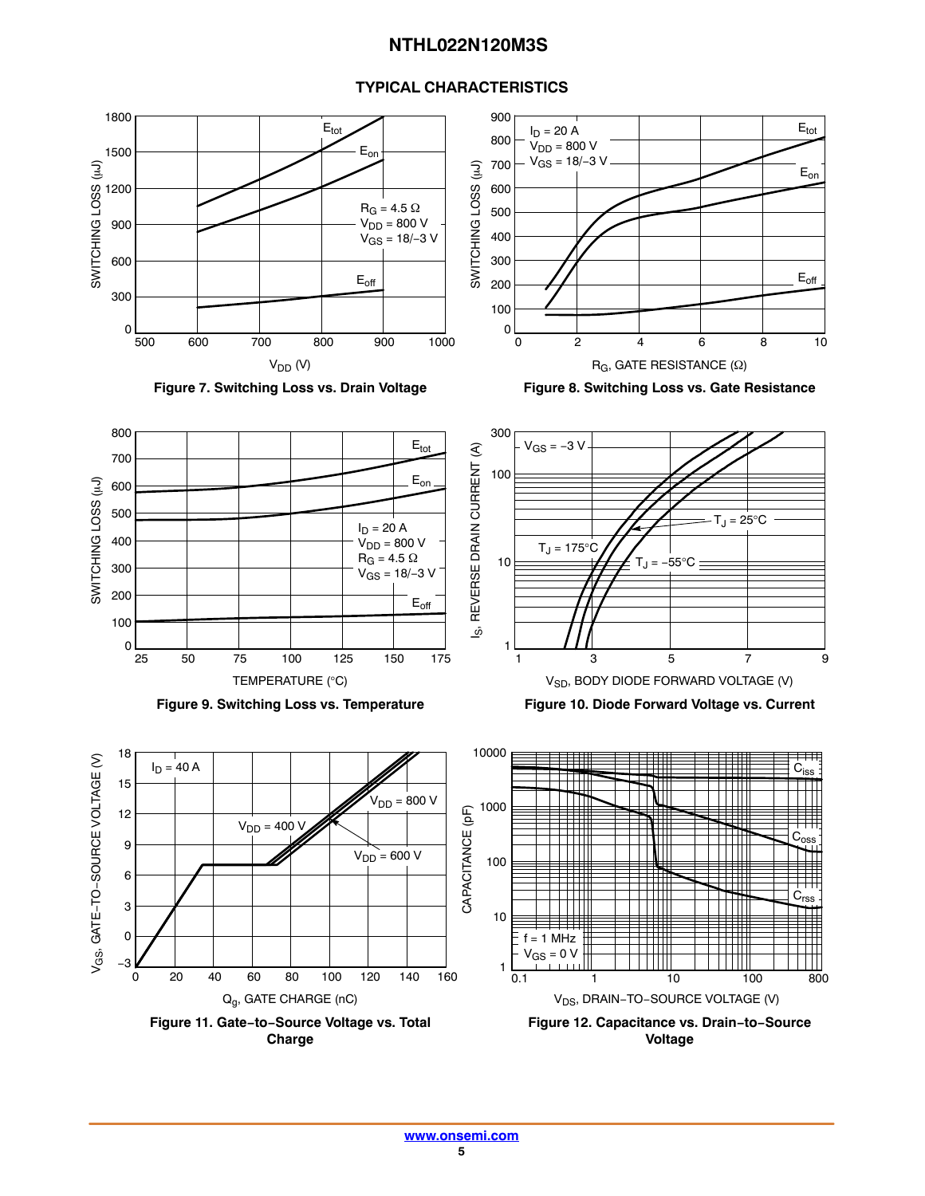## TYPICAL CHARACTERISTICS

Figure 7. Switching Loss vs. Drain Voltage

Figure 8. Switching Loss vs. Gate Resistance

Figure 9. Switching Loss vs. Temperature

Figure 10. Diode Forward Voltage vs. Current

Figure 11. Gate−to−Source Voltage vs. Total Charge

Figure 12. Capacitance vs. Drain−to−Source Voltage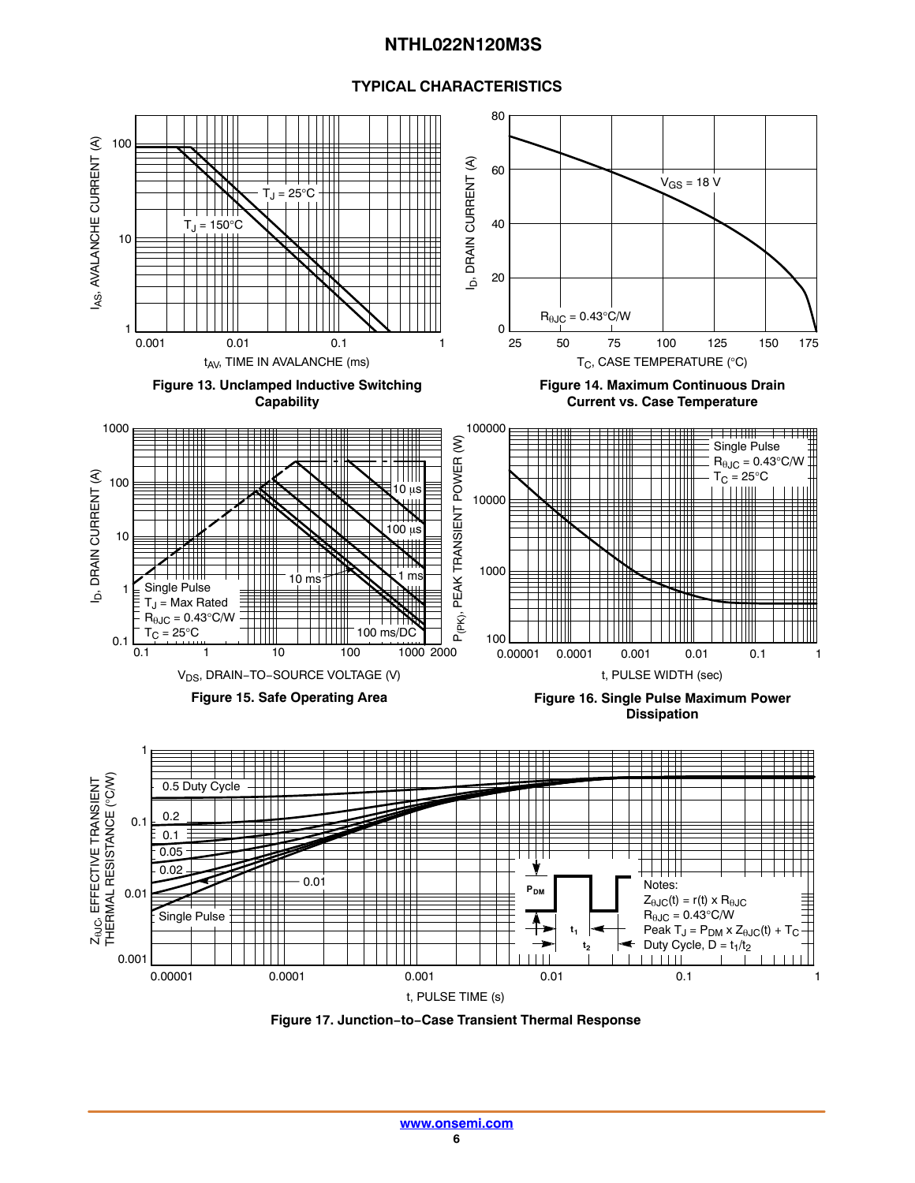## TYPICAL CHARACTERISTICS

Figure 13. Unclamped Inductive Switching Capability

Figure 14. Maximum Continuous Drain Current vs. Case Temperature

Figure 15. Safe Operating Area

Figure 16. Single Pulse Maximum Power Dissipation

Figure 17. Junction−to−Case Transient Thermal Response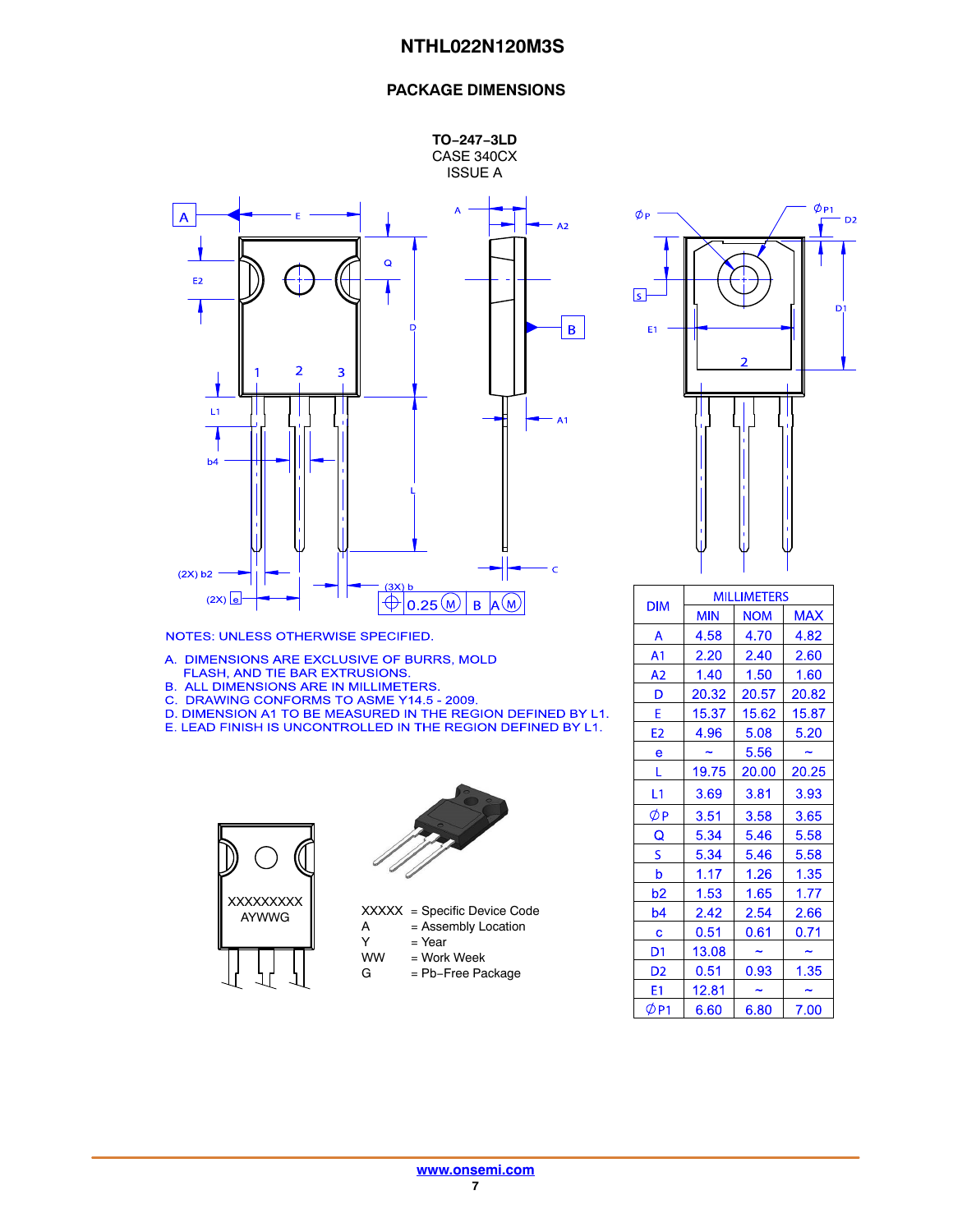## PACKAGE DIMENSIONS

**TO−247−3LD**
CASE 340CX
ISSUE A

NOTES: UNLESS OTHERWISE SPECIFIED.

A. DIMENSIONS ARE EXCLUSIVE OF BURRS, MOLD FLASH, AND TIE BAR EXTRUSIONS.
B. ALL DIMENSIONS ARE IN MILLIMETERS.
C. DRAWING CONFORMS TO ASME Y14.5 - 2009.
D. DIMENSION A1 TO BE MEASURED IN THE REGION DEFINED BY L1.
E. LEAD FINISH IS UNCONTROLLED IN THE REGION DEFINED BY L1.

| DIM | MILLIMETERS | | |
|---|---|---|---|
| | MIN | NOM | MAX |
| A | 4.58 | 4.70 | 4.82 |
| A1 | 2.20 | 2.40 | 2.60 |
| A2 | 1.40 | 1.50 | 1.60 |
| D | 20.32 | 20.57 | 20.82 |
| E | 15.37 | 15.62 | 15.87 |
| E2 | 4.96 | 5.08 | 5.20 |
| e | ~ | 5.56 | ~ |
| L | 19.75 | 20.00 | 20.25 |
| L1 | 3.69 | 3.81 | 3.93 |
| ∅P | 3.51 | 3.58 | 3.65 |
| Q | 5.34 | 5.46 | 5.58 |
| S | 5.34 | 5.46 | 5.58 |
| b | 1.17 | 1.26 | 1.35 |
| b2 | 1.53 | 1.65 | 1.77 |
| b4 | 2.42 | 2.54 | 2.66 |
| c | 0.51 | 0.61 | 0.71 |
| D1 | 13.08 | ~ | ~ |
| D2 | 0.51 | 0.93 | 1.35 |
| E1 | 12.81 | ~ | ~ |
| ∅P1 | 6.60 | 6.80 | 7.00 |

XXXXXXXXX
AYWWG

XXXXX = Specific Device Code
A = Assembly Location
Y = Year
WW = Work Week
G = Pb−Free Package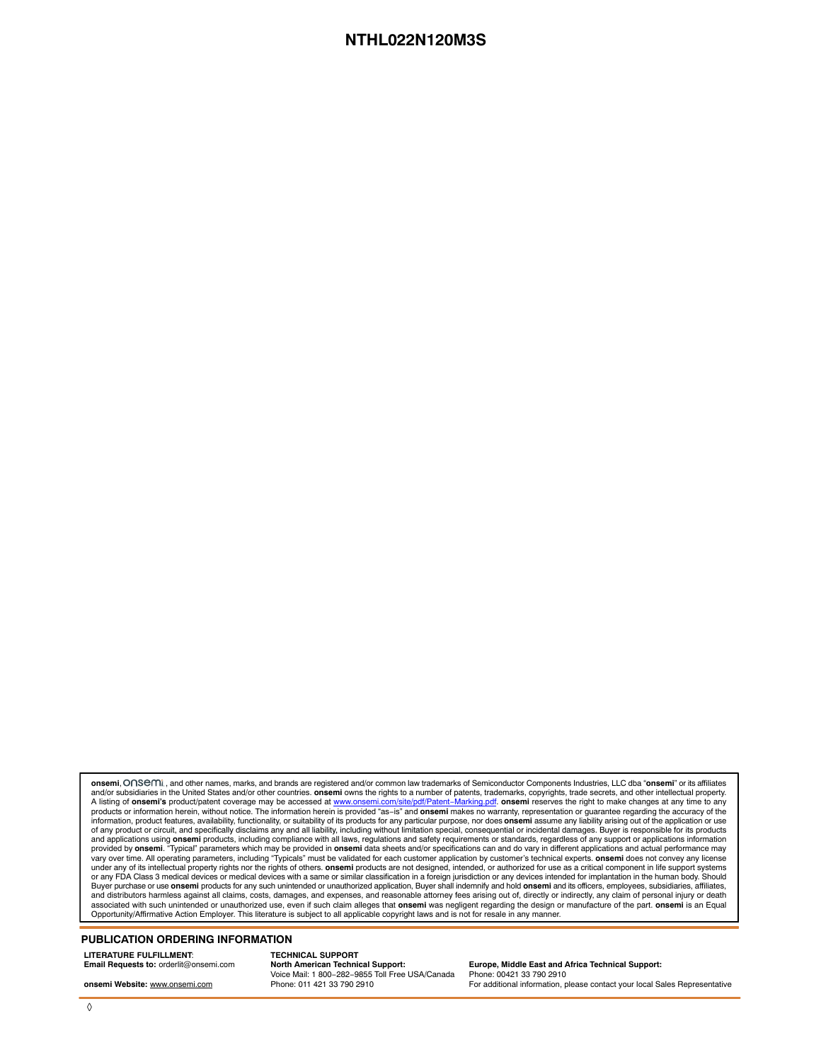**onsemi**, ONSEMI, and other names, marks, and brands are registered and/or common law trademarks of Semiconductor Components Industries, LLC dba "**onsemi**" or its affiliates and/or subsidiaries in the United States and/or other countries. **onsemi** owns the rights to a number of patents, trademarks, copyrights, trade secrets, and other intellectual property. A listing of **onsemi's** product/patent coverage may be accessed at www.onsemi.com/site/pdf/Patent−Marking.pdf. **onsemi** reserves the right to make changes at any time to any products or information herein, without notice. The information herein is provided "as−is" and **onsemi** makes no warranty, representation or guarantee regarding the accuracy of the information, product features, availability, functionality, or suitability of its products for any particular purpose, nor does **onsemi** assume any liability arising out of the application or use of any product or circuit, and specifically disclaims any and all liability, including without limitation special, consequential or incidental damages. Buyer is responsible for its products and applications using **onsemi** products, including compliance with all laws, regulations and safety requirements or standards, regardless of any support or applications information provided by **onsemi**. "Typical" parameters which may be provided in **onsemi** data sheets and/or specifications can and do vary in different applications and actual performance may vary over time. All operating parameters, including "Typicals" must be validated for each customer application by customer's technical experts. **onsemi** does not convey any license under any of its intellectual property rights nor the rights of others. **onsemi** products are not designed, intended, or authorized for use as a critical component in life support systems or any FDA Class 3 medical devices or medical devices with a same or similar classification in a foreign jurisdiction or any devices intended for implantation in the human body. Should Buyer purchase or use **onsemi** products for any such unintended or unauthorized application, Buyer shall indemnify and hold **onsemi** and its officers, employees, subsidiaries, affiliates, and distributors harmless against all claims, costs, damages, and expenses, and reasonable attorney fees arising out of, directly or indirectly, any claim of personal injury or death associated with such unintended or unauthorized use, even if such claim alleges that **onsemi** was negligent regarding the design or manufacture of the part. **onsemi** is an Equal Opportunity/Affirmative Action Employer. This literature is subject to all applicable copyright laws and is not for resale in any manner.

## PUBLICATION ORDERING INFORMATION

**LITERATURE FULFILLMENT**:
**Email Requests to:** orderlit@onsemi.com

**onsemi Website:** www.onsemi.com

**TECHNICAL SUPPORT**
**North American Technical Support:**
Voice Mail: 1 800−282−9855 Toll Free USA/Canada
Phone: 011 421 33 790 2910

**Europe, Middle East and Africa Technical Support:**
Phone: 00421 33 790 2910
For additional information, please contact your local Sales Representative

◊